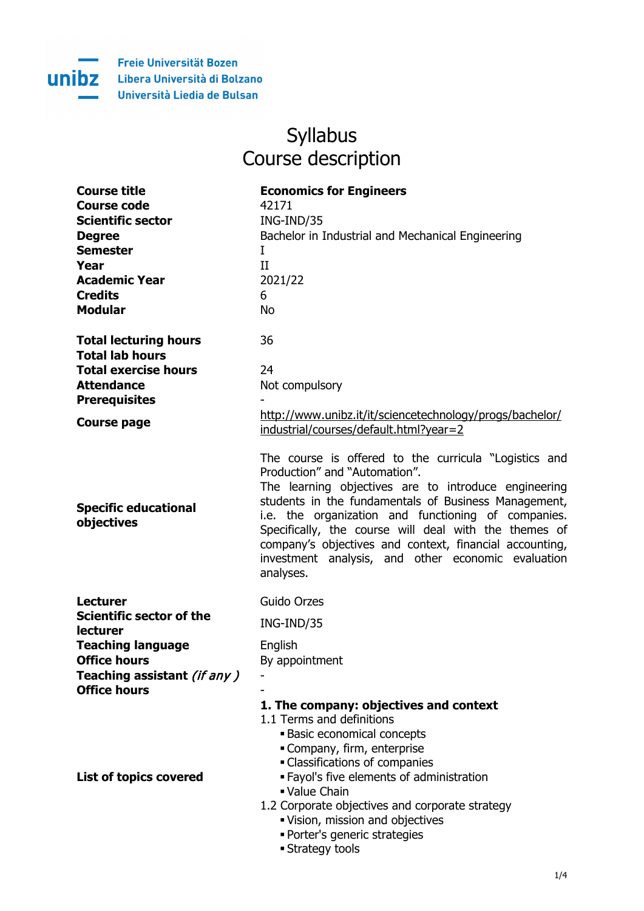Freie Universität Bozen
Libera Università di Bolzano
Università Liedia de Bulsan

# Syllabus
# Course description

| | |
|---|---|
| **Course title** | **Economics for Engineers** |
| **Course code** | 42171 |
| **Scientific sector** | ING-IND/35 |
| **Degree** | Bachelor in Industrial and Mechanical Engineering |
| **Semester** | I |
| **Year** | II |
| **Academic Year** | 2021/22 |
| **Credits** | 6 |
| **Modular** | No |
| **Total lecturing hours** | 36 |
| **Total lab hours** | |
| **Total exercise hours** | 24 |
| **Attendance** | Not compulsory |
| **Prerequisites** | - |
| **Course page** | http://www.unibz.it/it/sciencetechnology/progs/bachelor/industrial/courses/default.html?year=2 |
| **Specific educational objectives** | The course is offered to the curricula "Logistics and Production" and "Automation". The learning objectives are to introduce engineering students in the fundamentals of Business Management, i.e. the organization and functioning of companies. Specifically, the course will deal with the themes of company's objectives and context, financial accounting, investment analysis, and other economic evaluation analyses. |
| **Lecturer** | Guido Orzes |
| **Scientific sector of the lecturer** | ING-IND/35 |
| **Teaching language** | English |
| **Office hours** | By appointment |
| **Teaching assistant** *(if any)* | - |
| **Office hours** | - |

**List of topics covered**

**1. The company: objectives and context**

1.1 Terms and definitions
- Basic economical concepts
- Company, firm, enterprise
- Classifications of companies
- Fayol's five elements of administration
- Value Chain

1.2 Corporate objectives and corporate strategy
- Vision, mission and objectives
- Porter's generic strategies
- Strategy tools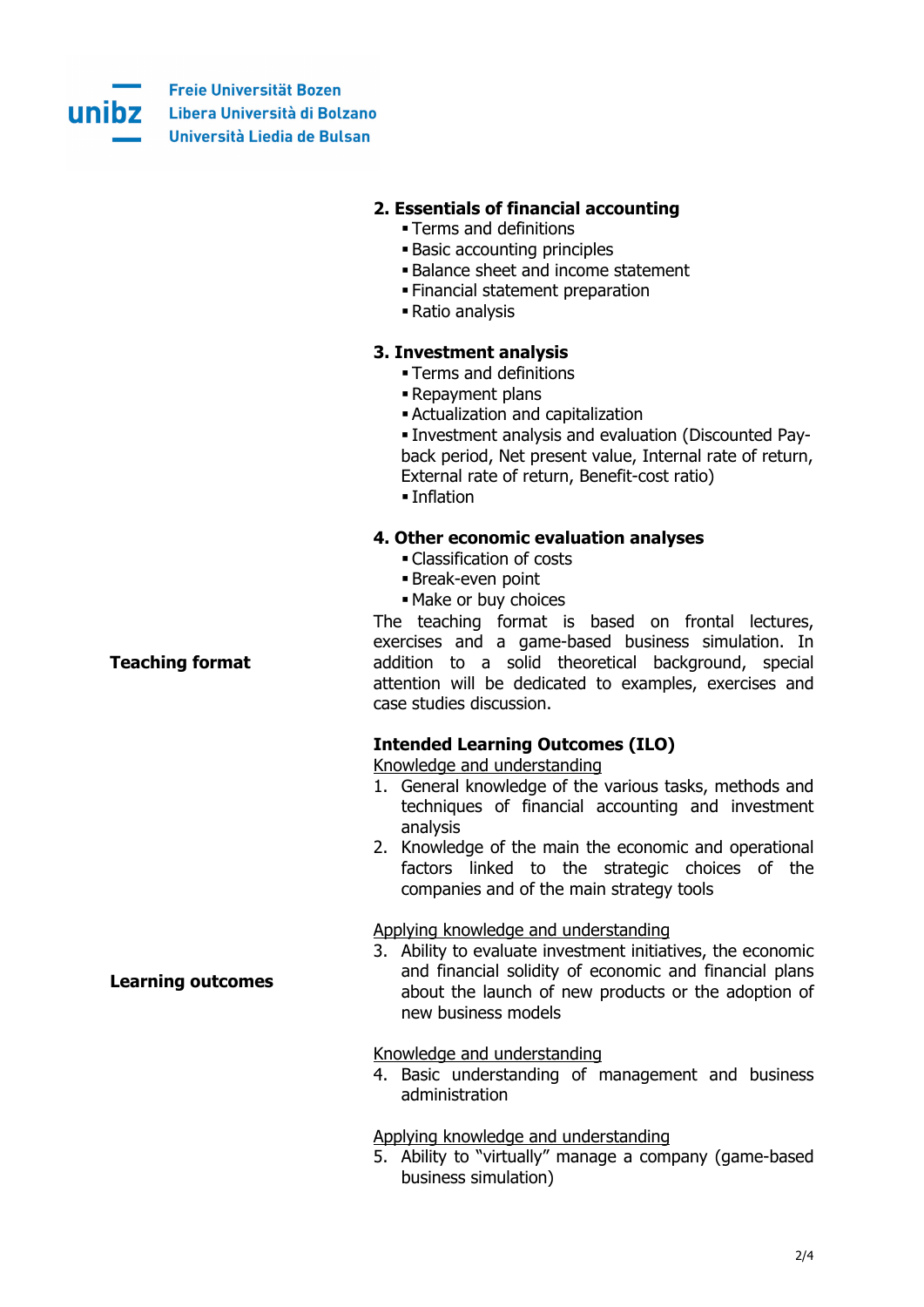**2. Essentials of financial accounting**

- Terms and definitions
- Basic accounting principles
- Balance sheet and income statement
- Financial statement preparation
- Ratio analysis

**3. Investment analysis**

- Terms and definitions
- Repayment plans
- Actualization and capitalization
- Investment analysis and evaluation (Discounted Pay-back period, Net present value, Internal rate of return, External rate of return, Benefit-cost ratio)
- Inflation

**4. Other economic evaluation analyses**

- Classification of costs
- Break-even point
- Make or buy choices

**Teaching format**

The teaching format is based on frontal lectures, exercises and a game-based business simulation. In addition to a solid theoretical background, special attention will be dedicated to examples, exercises and case studies discussion.

**Learning outcomes**

**Intended Learning Outcomes (ILO)**

Knowledge and understanding

1. General knowledge of the various tasks, methods and techniques of financial accounting and investment analysis
2. Knowledge of the main the economic and operational factors linked to the strategic choices of the companies and of the main strategy tools

Applying knowledge and understanding

3. Ability to evaluate investment initiatives, the economic and financial solidity of economic and financial plans about the launch of new products or the adoption of new business models

Knowledge and understanding

4. Basic understanding of management and business administration

Applying knowledge and understanding

5. Ability to "virtually" manage a company (game-based business simulation)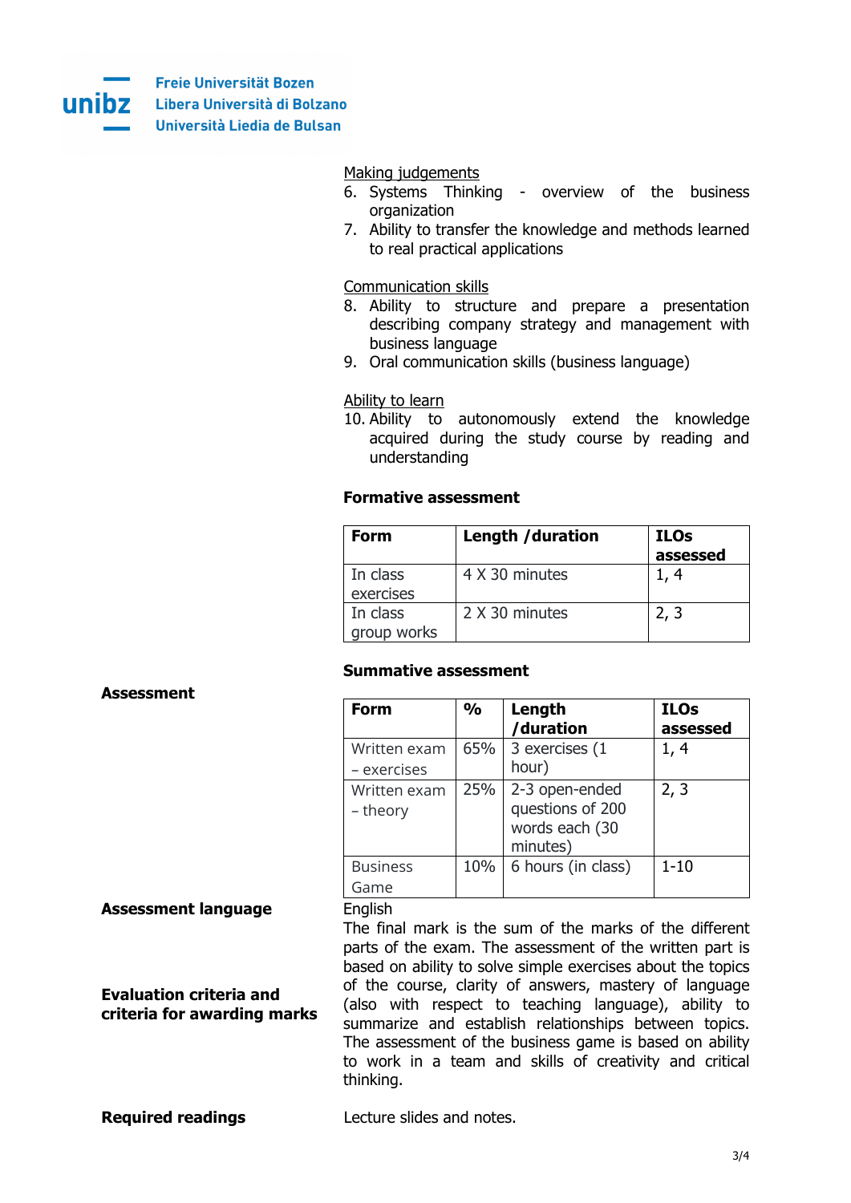Making judgements

6. Systems Thinking - overview of the business organization
7. Ability to transfer the knowledge and methods learned to real practical applications

Communication skills

8. Ability to structure and prepare a presentation describing company strategy and management with business language
9. Oral communication skills (business language)

Ability to learn

10. Ability to autonomously extend the knowledge acquired during the study course by reading and understanding

**Assessment**

**Formative assessment**

| Form | Length /duration | ILOs assessed |
|---|---|---|
| In class exercises | 4 X 30 minutes | 1, 4 |
| In class group works | 2 X 30 minutes | 2, 3 |

**Summative assessment**

| Form | % | Length /duration | ILOs assessed |
|---|---|---|---|
| Written exam – exercises | 65% | 3 exercises (1 hour) | 1, 4 |
| Written exam – theory | 25% | 2-3 open-ended questions of 200 words each (30 minutes) | 2, 3 |
| Business Game | 10% | 6 hours (in class) | 1-10 |

**Assessment language**

English

**Evaluation criteria and criteria for awarding marks**

The final mark is the sum of the marks of the different parts of the exam. The assessment of the written part is based on ability to solve simple exercises about the topics of the course, clarity of answers, mastery of language (also with respect to teaching language), ability to summarize and establish relationships between topics. The assessment of the business game is based on ability to work in a team and skills of creativity and critical thinking.

**Required readings**

Lecture slides and notes.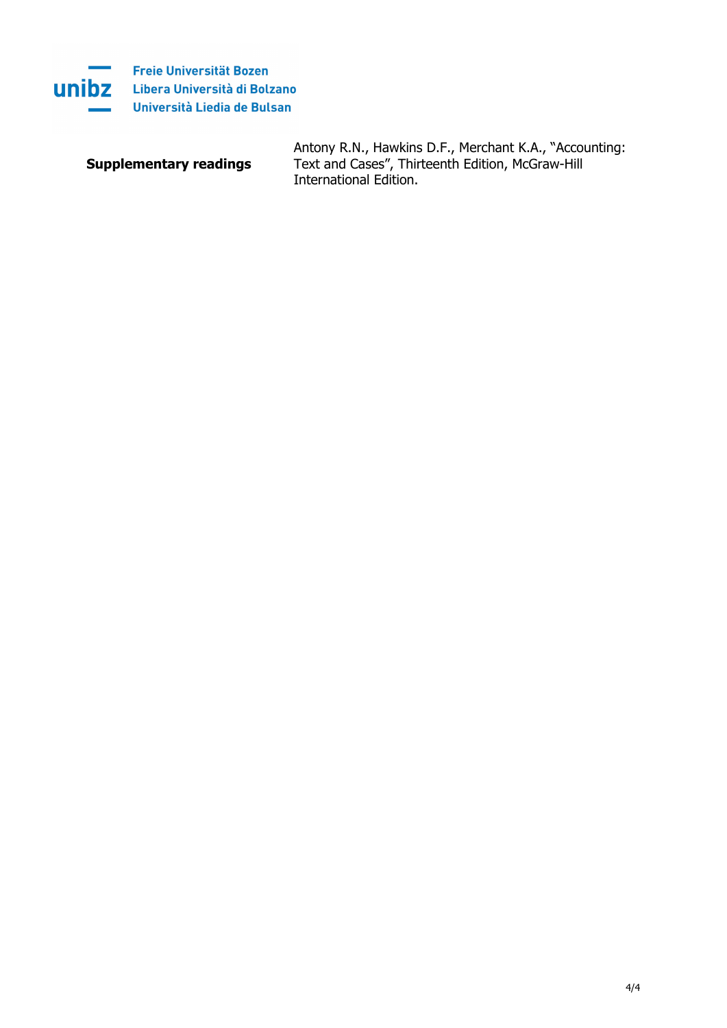| | |
|---|---|
| **Supplementary readings** | Antony R.N., Hawkins D.F., Merchant K.A., "Accounting: Text and Cases", Thirteenth Edition, McGraw-Hill International Edition. |